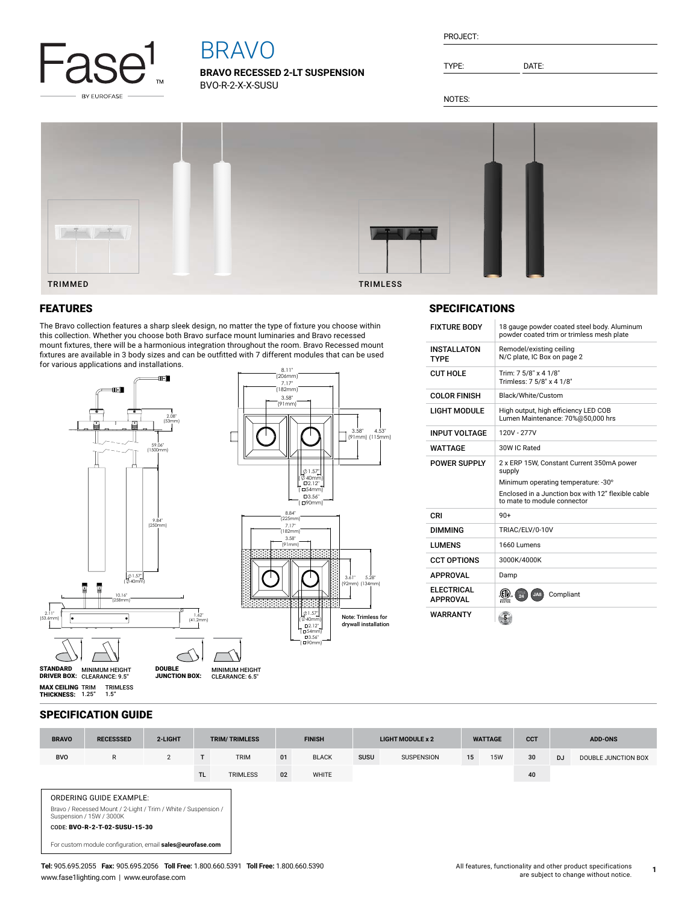Fase¹ BY EUROFASE

# BRAVO

**BRAVO RECESSED 2-LT SUSPENSION**
BVO-R-2-X-X-SUSU

PROJECT:

TYPE: DATE:

NOTES:

TRIMMED TRIMLESS

## FEATURES

The Bravo collection features a sharp sleek design, no matter the type of fixture you choose within this collection. Whether you choose both Bravo surface mount luminaries and Bravo recessed mount fixtures, there will be a harmonious integration throughout the room. Bravo Recessed mount fixtures are available in 3 body sizes and can be outfitted with 7 different modules that can be used for various applications and installations.

8.11" (206mm) 7.17" (182mm) 3.58" (91mm) 2.08" (53mm) 59.06" (1500mm) 3.58" (91mm) 4.53" (115mm) Ø 1.57" (Ø 40mm) ◻2.12" (◻54mm) ◻3.56" (◻90mm) 8.84" (225mm) 7.17" (182mm) 3.58" (91mm) 9.84" (250mm) Ø 1.57" (Ø 40mm) 10.16" (258mm) 2.11" (53.6mm) 1.62" (41.2mm) 3.61" (92mm) 5.28" (134mm) Ø 1.57" (Ø 40mm) ◻2.12" (◻54mm) ◻3.56" (◻90mm)

Note: Trimless for drywall installation

**STANDARD DRIVER BOX:** MINIMUM HEIGHT CLEARANCE: 9.5"

**DOUBLE JUNCTION BOX:** MINIMUM HEIGHT CLEARANCE: 6.5"

**MAX CEILING THICKNESS:** TRIM 1.25" TRIMLESS 1.5"

## SPECIFICATIONS

| | |
|---|---|
| FIXTURE BODY | 18 gauge powder coated steel body. Aluminum powder coated trim or trimless mesh plate |
| INSTALLATON TYPE | Remodel/existing ceiling<br>N/C plate, IC Box on page 2 |
| CUT HOLE | Trim: 7 5/8" x 4 1/8"<br>Trimless: 7 5/8" x 4 1/8" |
| COLOR FINISH | Black/White/Custom |
| LIGHT MODULE | High output, high efficiency LED COB<br>Lumen Maintenance: 70%@50,000 hrs |
| INPUT VOLTAGE | 120V - 277V |
| WATTAGE | 30W IC Rated |
| POWER SUPPLY | 2 x ERP 15W, Constant Current 350mA power supply<br>Minimum operating temperature: -30°<br>Enclosed in a Junction box with 12" flexible cable to mate to module connector |
| CRI | 90+ |
| DIMMING | TRIAC/ELV/0-10V |
| LUMENS | 1660 Lumens |
| CCT OPTIONS | 3000K/4000K |
| APPROVAL | Damp |
| ELECTRICAL APPROVAL | ETL, Title 24, JA8 Compliant |
| WARRANTY | 5 |

## SPECIFICATION GUIDE

| BRAVO | RECESSSED | 2-LIGHT | TRIM/ TRIMLESS | | FINISH | | LIGHT MODULE x 2 | | WATTAGE | | CCT | ADD-ONS | |
|---|---|---|---|---|---|---|---|---|---|---|---|---|---|
| BVO | R | 2 | T | TRIM | 01 | BLACK | SUSU | SUSPENSION | 15 | 15W | 30 | DJ | DOUBLE JUNCTION BOX |
| | | | TL | TRIMLESS | 02 | WHITE | | | | | 40 | | |

ORDERING GUIDE EXAMPLE:

Bravo / Recessed Mount / 2-Light / Trim / White / Suspension / Suspension / 15W / 3000K

CODE: **BVO-R-2-T-02-SUSU-15-30**

For custom module configuration, email **sales@eurofase.com**

**Tel:** 905.695.2055 **Fax:** 905.695.2056 **Toll Free:** 1.800.660.5391 **Toll Free:** 1.800.660.5390
www.fase1lighting.com | www.eurofase.com

All features, functionality and other product specifications are subject to change without notice.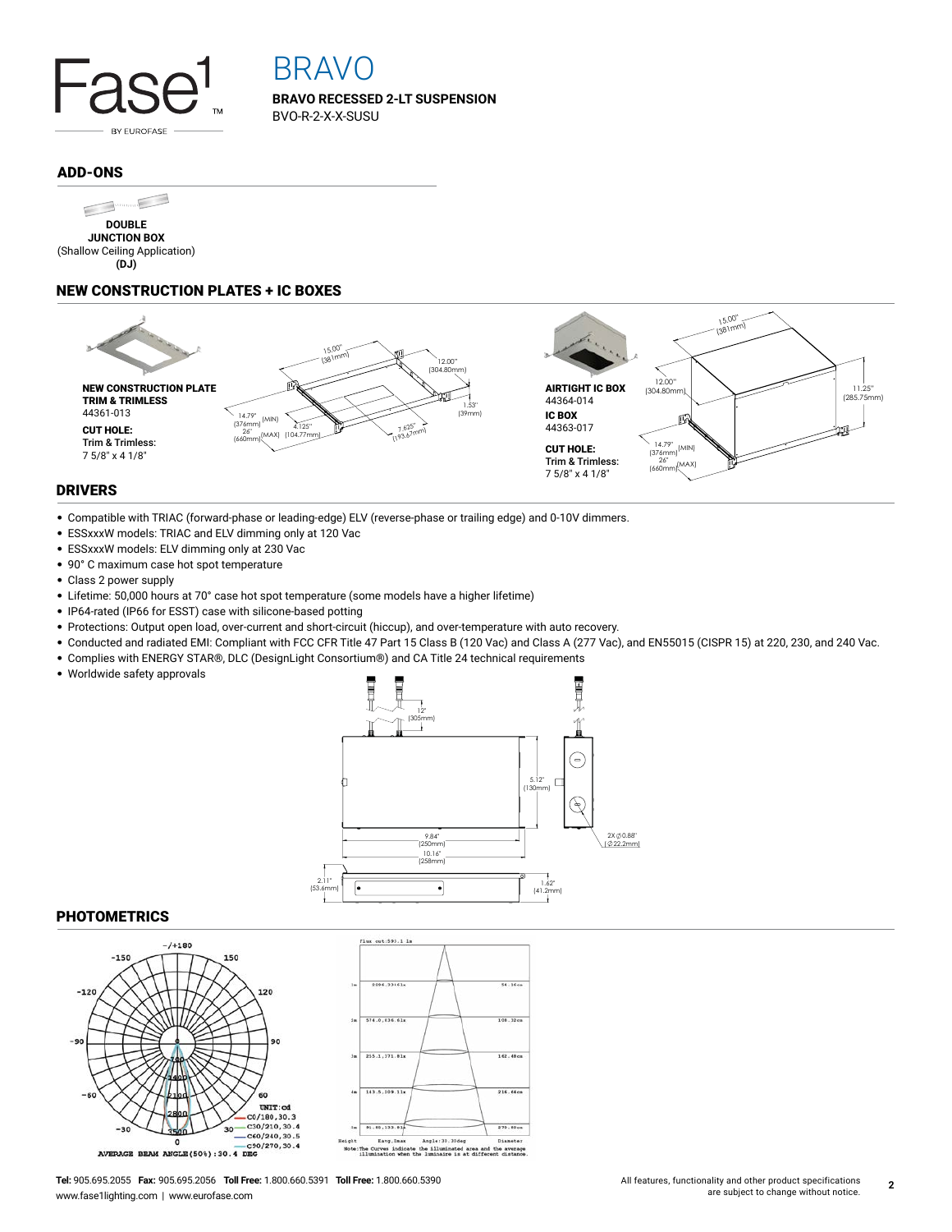Fase1 BY EUROFASE

# BRAVO

**BRAVO RECESSED 2-LT SUSPENSION**
BVO-R-2-X-X-SUSU

## ADD-ONS

**DOUBLE JUNCTION BOX**
(Shallow Ceiling Application)
**(DJ)**

## NEW CONSTRUCTION PLATES + IC BOXES

**NEW CONSTRUCTION PLATE TRIM & TRIMLESS**
44361-013

**CUT HOLE:**
Trim & Trimless:
7 5/8" x 4 1/8"

15.00" (381mm)
12.00" (304.80mm)
1.53" (39mm)
14.79" (376mm) (MIN)
26" (660mm) (MAX)
4.125" (104.77mm)
7.625" (193.67mm)

**AIRTIGHT IC BOX**
44364-014

**IC BOX**
44363-017

**CUT HOLE:**
Trim & Trimless:
7 5/8" x 4 1/8"

15.00" (381mm)
12.00" (304.80mm)
11.25" (285.75mm)
14.79" (376mm) (MIN)
26" (660mm) (MAX)

## DRIVERS

- Compatible with TRIAC (forward-phase or leading-edge) ELV (reverse-phase or trailing edge) and 0-10V dimmers.
- ESSxxxW models: TRIAC and ELV dimming only at 120 Vac
- ESSxxxW models: ELV dimming only at 230 Vac
- 90° C maximum case hot spot temperature
- Class 2 power supply
- Lifetime: 50,000 hours at 70° case hot spot temperature (some models have a higher lifetime)
- IP64-rated (IP66 for ESST) case with silicone-based potting
- Protections: Output open load, over-current and short-circuit (hiccup), and over-temperature with auto recovery.
- Conducted and radiated EMI: Compliant with FCC CFR Title 47 Part 15 Class B (120 Vac) and Class A (277 Vac), and EN55015 (CISPR 15) at 220, 230, and 240 Vac.
- Complies with ENERGY STAR®, DLC (DesignLight Consortium®) and CA Title 24 technical requirements
- Worldwide safety approvals

12" (305mm)
5.12" (130mm)
9.84" (250mm)
10.16" (258mm)
2X ⌀0.88" (⌀22.2mm)
2.11" (53.6mm)
1.62" (41.2mm)

## PHOTOMETRICS

-/+180
-150
150
-120
120
-90
90
-60
60
-30
30
0
700
1400
2100
2800
3500
UNIT:cd
C0/180,30.3
C30/210,30.4
C60/240,30.5
C90/270,30.4
AVERAGE BEAM ANGLE(50%):30.4 DEG

Flux out:591.1 lm

1m 2296.3 lx 54.16cm
2m 574.0,436.6lx 108.32cm
3m 255.1,171.8lx 162.48cm
4m 143.5,109.1lx 216.64cm
5m 91.80,133.8lx 270.80cm

Height Eavg,Emax Angle:30.30deg Diameter

Note:The Curves indicate the illuminated area and the average illumination when the luminaire is at different distance.

**Tel:** 905.695.2055 **Fax:** 905.695.2056 **Toll Free:** 1.800.660.5391 **Toll Free:** 1.800.660.5390
www.fase1lighting.com | www.eurofase.com

All features, functionality and other product specifications are subject to change without notice.